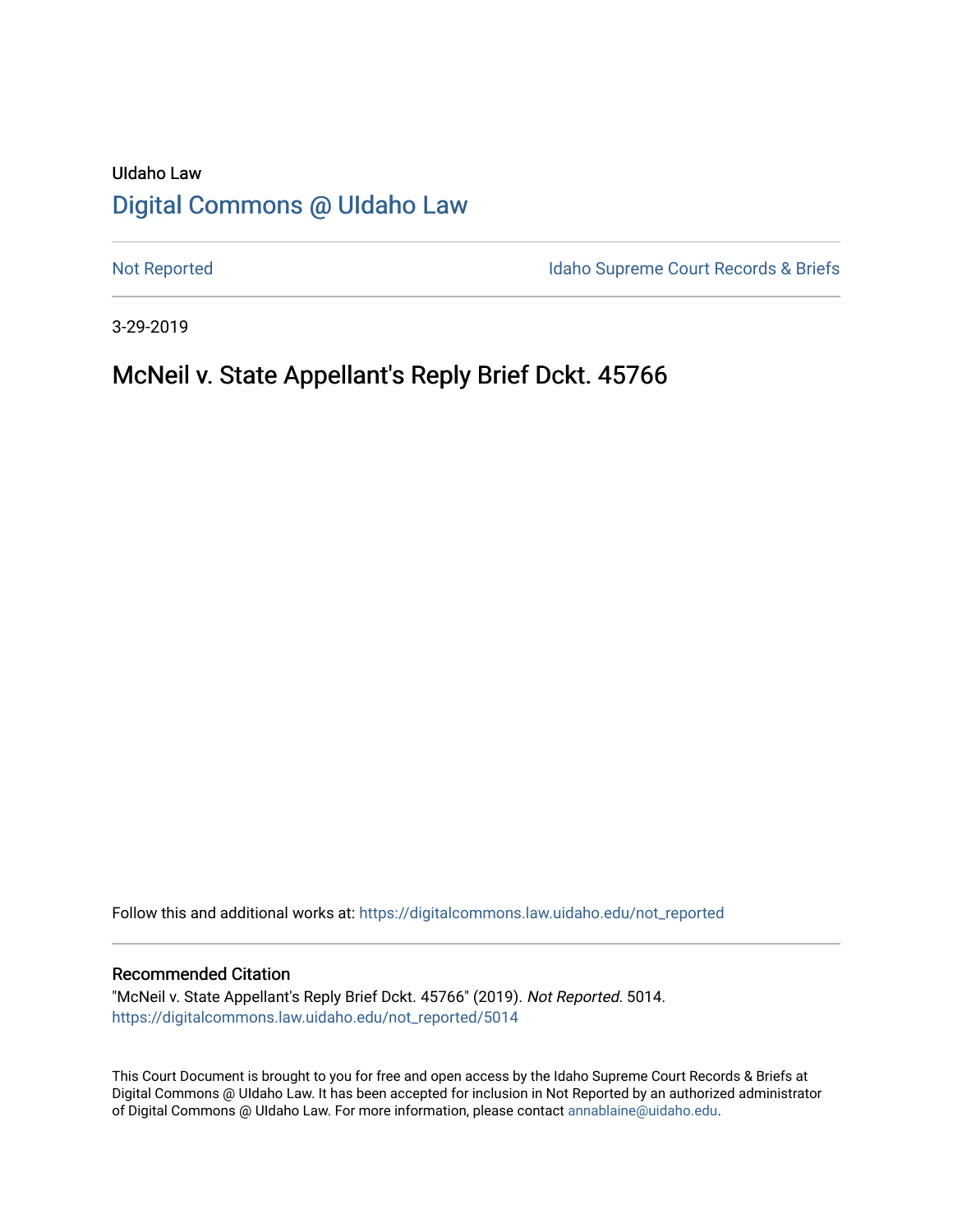UIdaho Law

# Digital Commons @ UIdaho Law

Not Reported

Idaho Supreme Court Records & Briefs

3-29-2019

## McNeil v. State Appellant's Reply Brief Dckt. 45766

Follow this and additional works at: https://digitalcommons.law.uidaho.edu/not_reported

### Recommended Citation

"McNeil v. State Appellant's Reply Brief Dckt. 45766" (2019). *Not Reported*. 5014.
https://digitalcommons.law.uidaho.edu/not_reported/5014

This Court Document is brought to you for free and open access by the Idaho Supreme Court Records & Briefs at Digital Commons @ UIdaho Law. It has been accepted for inclusion in Not Reported by an authorized administrator of Digital Commons @ UIdaho Law. For more information, please contact annablaine@uidaho.edu.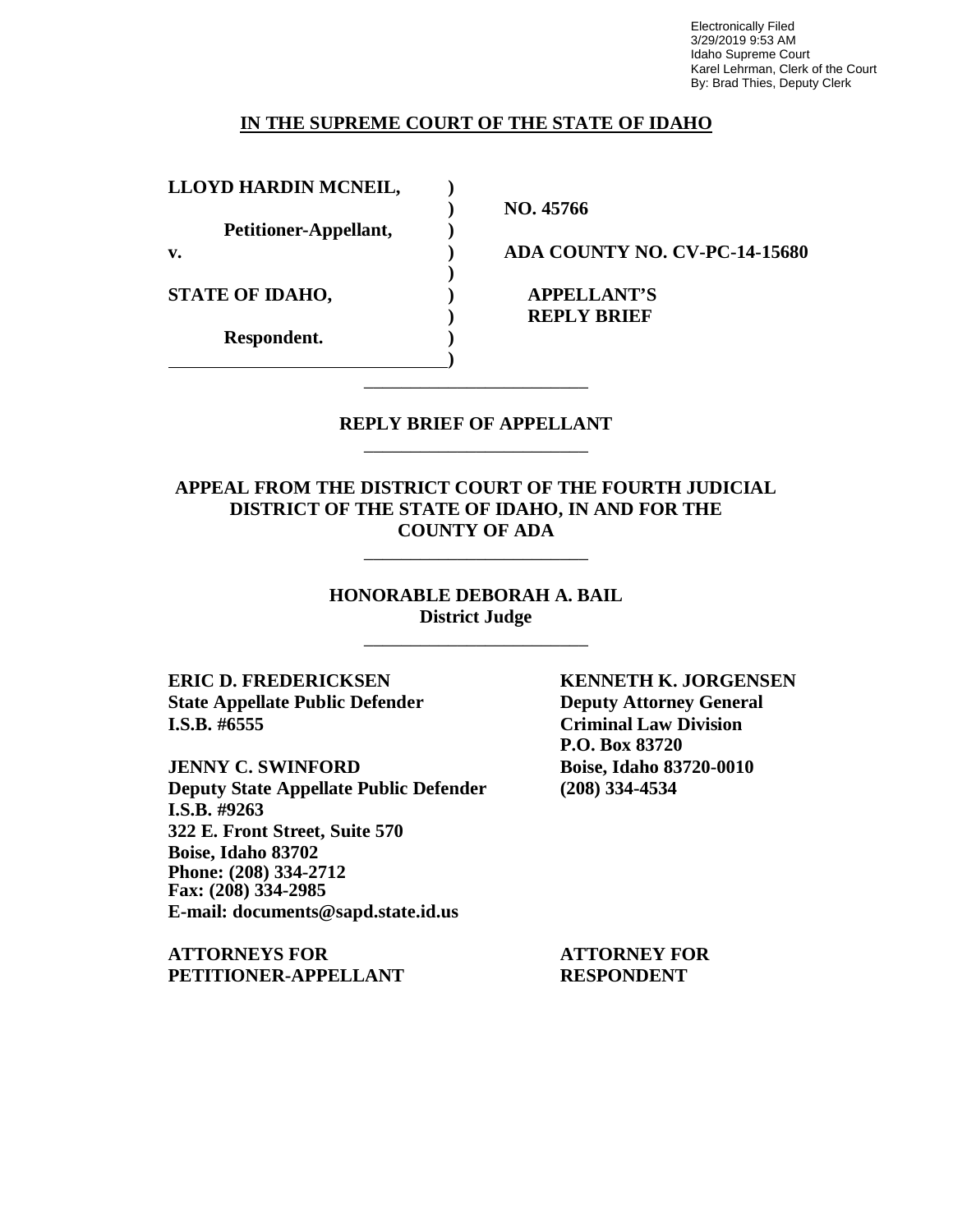Electronically Filed
3/29/2019 9:53 AM
Idaho Supreme Court
Karel Lehrman, Clerk of the Court
By: Brad Thies, Deputy Clerk

**IN THE SUPREME COURT OF THE STATE OF IDAHO**

| | | |
|---|---|---|
| **LLOYD HARDIN MCNEIL,** | **)** | |
| | **)** | **NO. 45766** |
| **Petitioner-Appellant,** | **)** | |
| **v.** | **)** | **ADA COUNTY NO. CV-PC-14-15680** |
| | **)** | |
| **STATE OF IDAHO,** | **)** | **APPELLANT'S** |
| | **)** | **REPLY BRIEF** |
| **Respondent.** | **)** | |
| | **)** | |

**REPLY BRIEF OF APPELLANT**

**APPEAL FROM THE DISTRICT COURT OF THE FOURTH JUDICIAL DISTRICT OF THE STATE OF IDAHO, IN AND FOR THE COUNTY OF ADA**

**HONORABLE DEBORAH A. BAIL**
**District Judge**

**ERIC D. FREDERICKSEN**
**State Appellate Public Defender**
**I.S.B. #6555**

**JENNY C. SWINFORD**
**Deputy State Appellate Public Defender**
**I.S.B. #9263**
**322 E. Front Street, Suite 570**
**Boise, Idaho 83702**
**Phone: (208) 334-2712**
**Fax: (208) 334-2985**
**E-mail: documents@sapd.state.id.us**

**ATTORNEYS FOR PETITIONER-APPELLANT**

**KENNETH K. JORGENSEN**
**Deputy Attorney General**
**Criminal Law Division**
**P.O. Box 83720**
**Boise, Idaho 83720-0010**
**(208) 334-4534**

**ATTORNEY FOR RESPONDENT**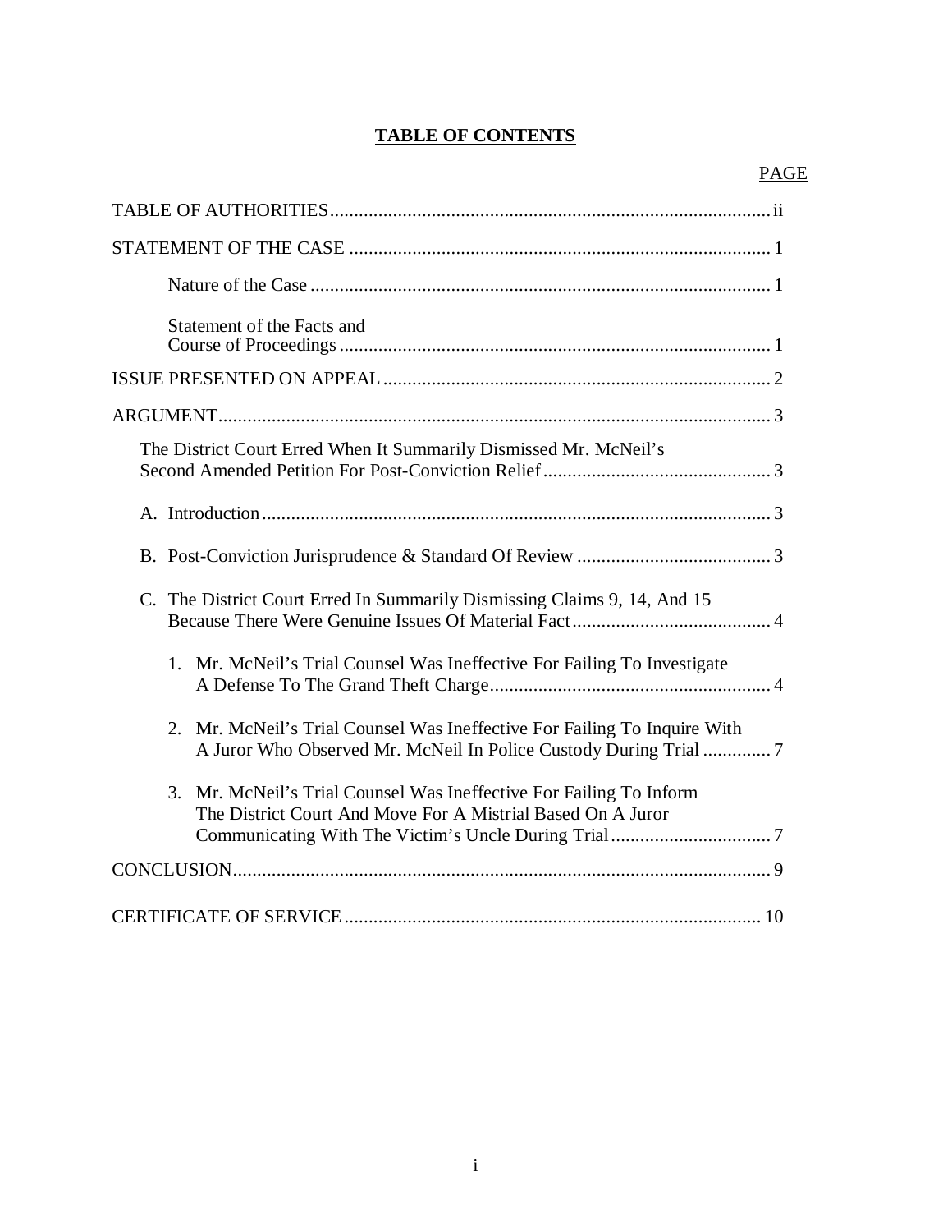# TABLE OF CONTENTS

| | PAGE |
|---|---|
| TABLE OF AUTHORITIES | ii |
| STATEMENT OF THE CASE | 1 |
| Nature of the Case | 1 |
| Statement of the Facts and Course of Proceedings | 1 |
| ISSUE PRESENTED ON APPEAL | 2 |
| ARGUMENT | 3 |
| The District Court Erred When It Summarily Dismissed Mr. McNeil's Second Amended Petition For Post-Conviction Relief | 3 |
| A. Introduction | 3 |
| B. Post-Conviction Jurisprudence & Standard Of Review | 3 |
| C. The District Court Erred In Summarily Dismissing Claims 9, 14, And 15 Because There Were Genuine Issues Of Material Fact | 4 |
| 1. Mr. McNeil's Trial Counsel Was Ineffective For Failing To Investigate A Defense To The Grand Theft Charge | 4 |
| 2. Mr. McNeil's Trial Counsel Was Ineffective For Failing To Inquire With A Juror Who Observed Mr. McNeil In Police Custody During Trial | 7 |
| 3. Mr. McNeil's Trial Counsel Was Ineffective For Failing To Inform The District Court And Move For A Mistrial Based On A Juror Communicating With The Victim's Uncle During Trial | 7 |
| CONCLUSION | 9 |
| CERTIFICATE OF SERVICE | 10 |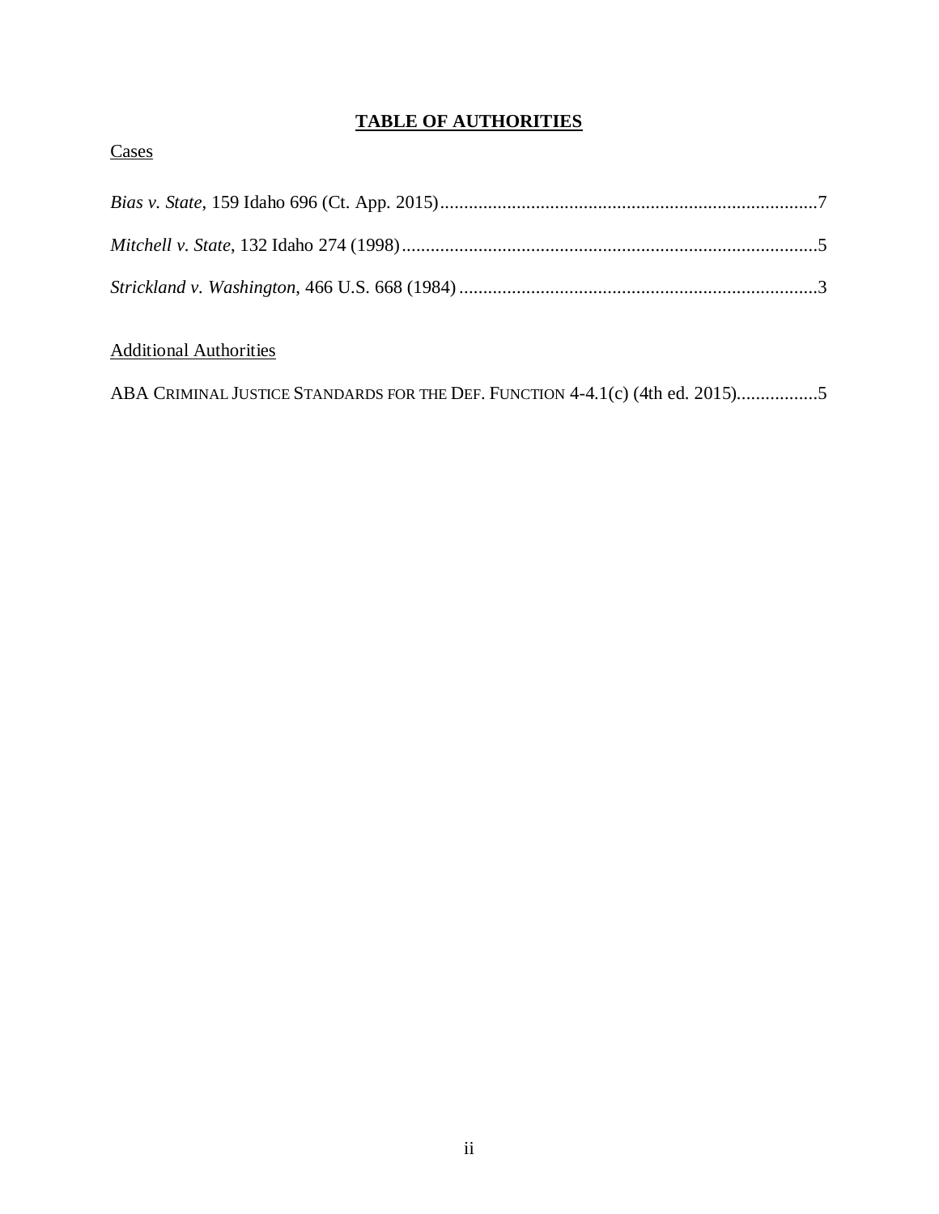# TABLE OF AUTHORITIES

Cases

*Bias v. State*, 159 Idaho 696 (Ct. App. 2015)..............................................................................7

*Mitchell v. State*, 132 Idaho 274 (1998).......................................................................................5

*Strickland v. Washington*, 466 U.S. 668 (1984) ...........................................................................3

Additional Authorities

ABA CRIMINAL JUSTICE STANDARDS FOR THE DEF. FUNCTION 4-4.1(c) (4th ed. 2015)................5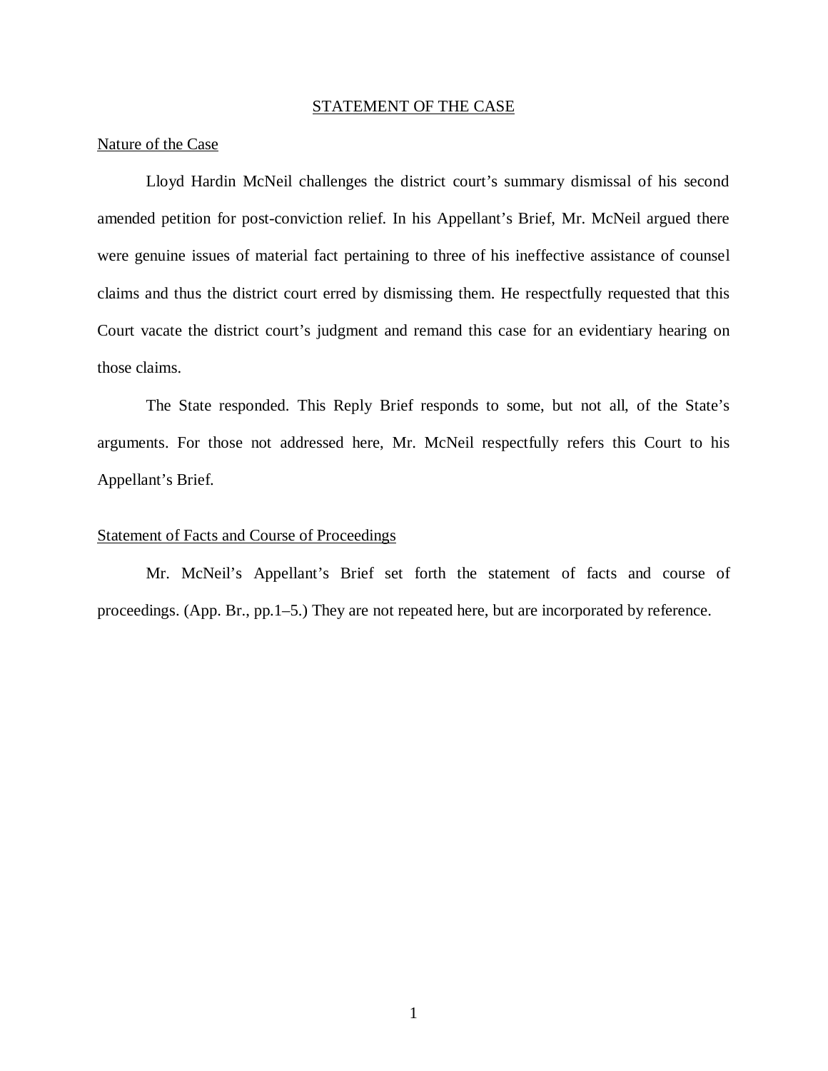## STATEMENT OF THE CASE

### Nature of the Case

Lloyd Hardin McNeil challenges the district court's summary dismissal of his second amended petition for post-conviction relief. In his Appellant's Brief, Mr. McNeil argued there were genuine issues of material fact pertaining to three of his ineffective assistance of counsel claims and thus the district court erred by dismissing them. He respectfully requested that this Court vacate the district court's judgment and remand this case for an evidentiary hearing on those claims.

The State responded. This Reply Brief responds to some, but not all, of the State's arguments. For those not addressed here, Mr. McNeil respectfully refers this Court to his Appellant's Brief.

### Statement of Facts and Course of Proceedings

Mr. McNeil's Appellant's Brief set forth the statement of facts and course of proceedings. (App. Br., pp.1–5.) They are not repeated here, but are incorporated by reference.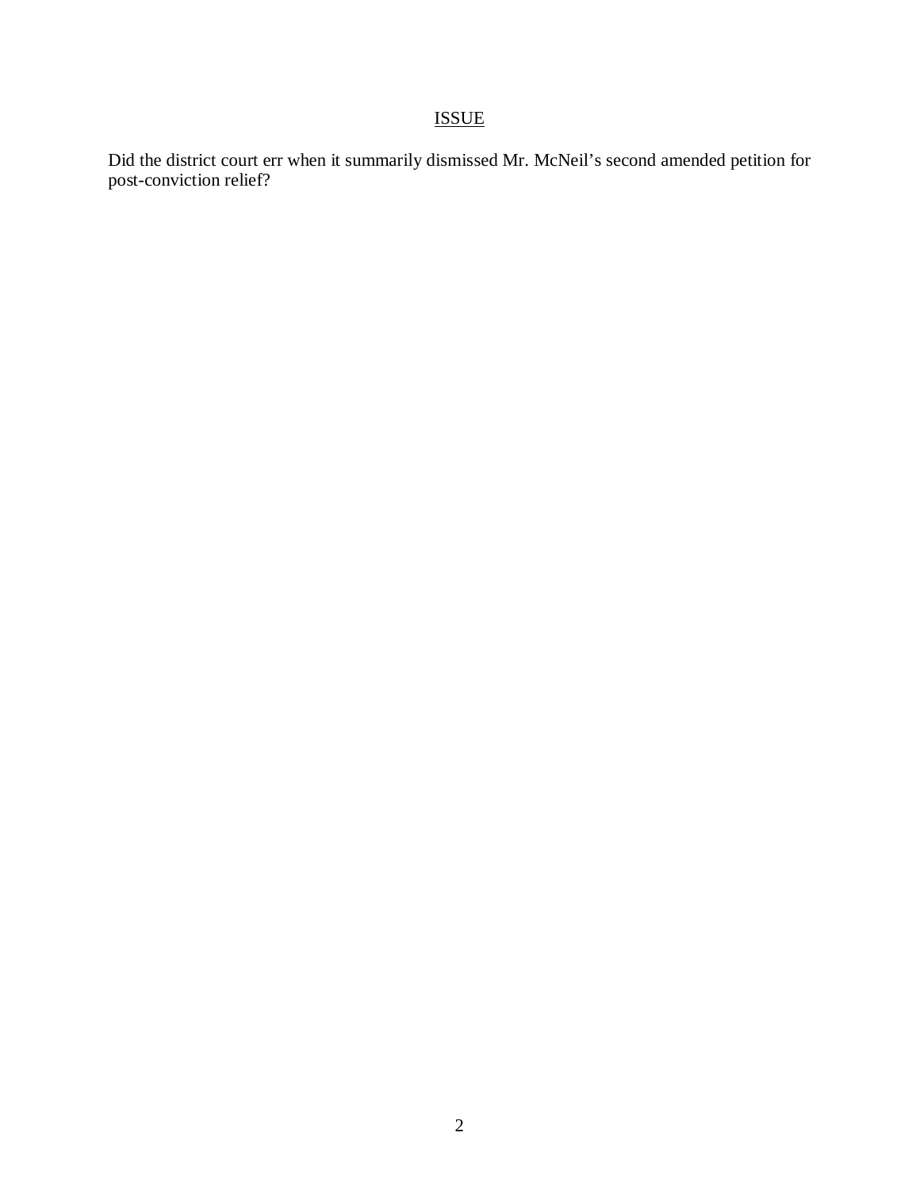## ISSUE

Did the district court err when it summarily dismissed Mr. McNeil's second amended petition for post-conviction relief?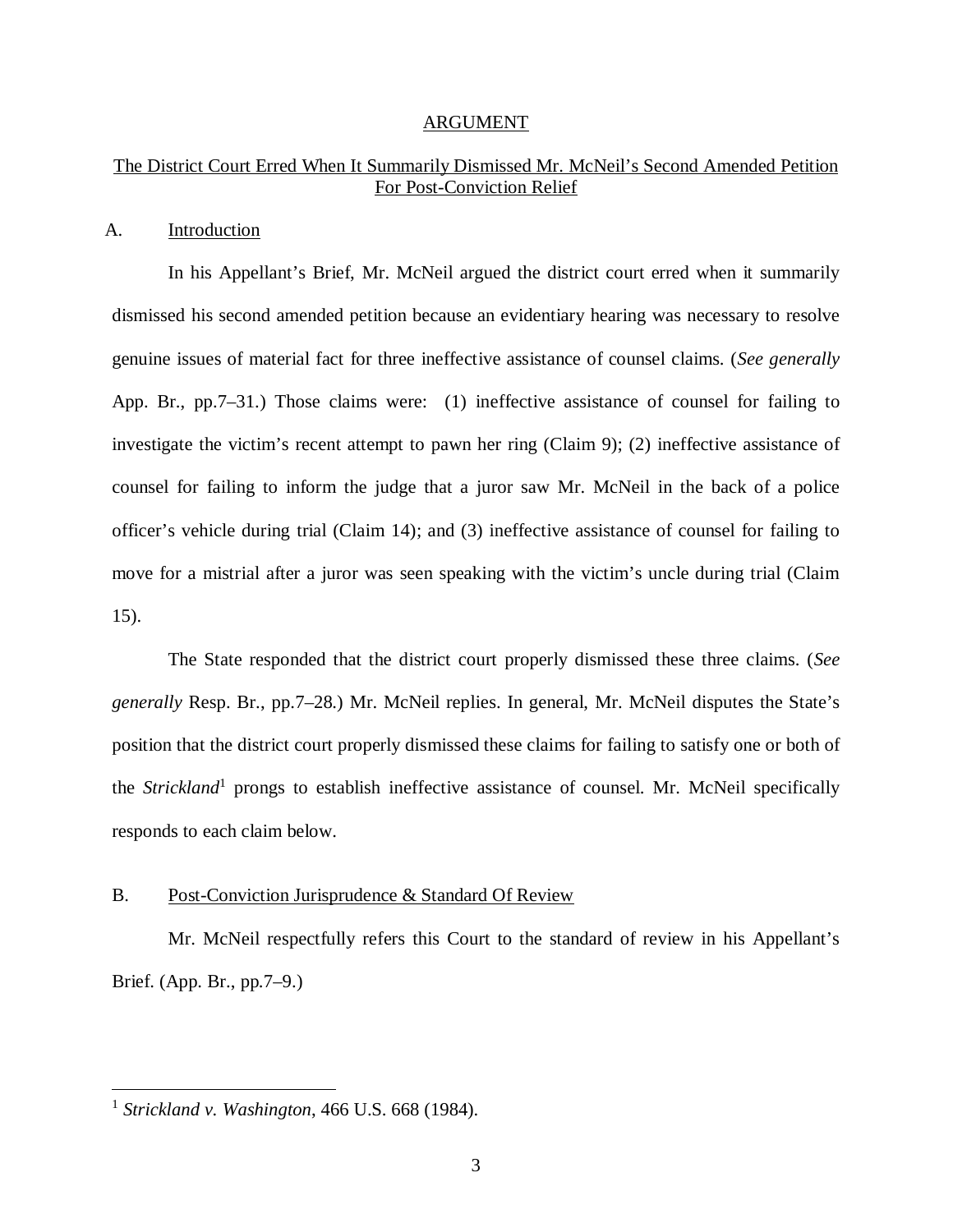## ARGUMENT

### The District Court Erred When It Summarily Dismissed Mr. McNeil's Second Amended Petition For Post-Conviction Relief

A. Introduction

In his Appellant's Brief, Mr. McNeil argued the district court erred when it summarily dismissed his second amended petition because an evidentiary hearing was necessary to resolve genuine issues of material fact for three ineffective assistance of counsel claims. (*See generally* App. Br., pp.7–31.) Those claims were: (1) ineffective assistance of counsel for failing to investigate the victim's recent attempt to pawn her ring (Claim 9); (2) ineffective assistance of counsel for failing to inform the judge that a juror saw Mr. McNeil in the back of a police officer's vehicle during trial (Claim 14); and (3) ineffective assistance of counsel for failing to move for a mistrial after a juror was seen speaking with the victim's uncle during trial (Claim 15).

The State responded that the district court properly dismissed these three claims. (*See generally* Resp. Br., pp.7–28.) Mr. McNeil replies. In general, Mr. McNeil disputes the State's position that the district court properly dismissed these claims for failing to satisfy one or both of the *Strickland*[1] prongs to establish ineffective assistance of counsel. Mr. McNeil specifically responds to each claim below.

B. Post-Conviction Jurisprudence & Standard Of Review

Mr. McNeil respectfully refers this Court to the standard of review in his Appellant's Brief. (App. Br., pp.7–9.)

---

[1] *Strickland v. Washington*, 466 U.S. 668 (1984).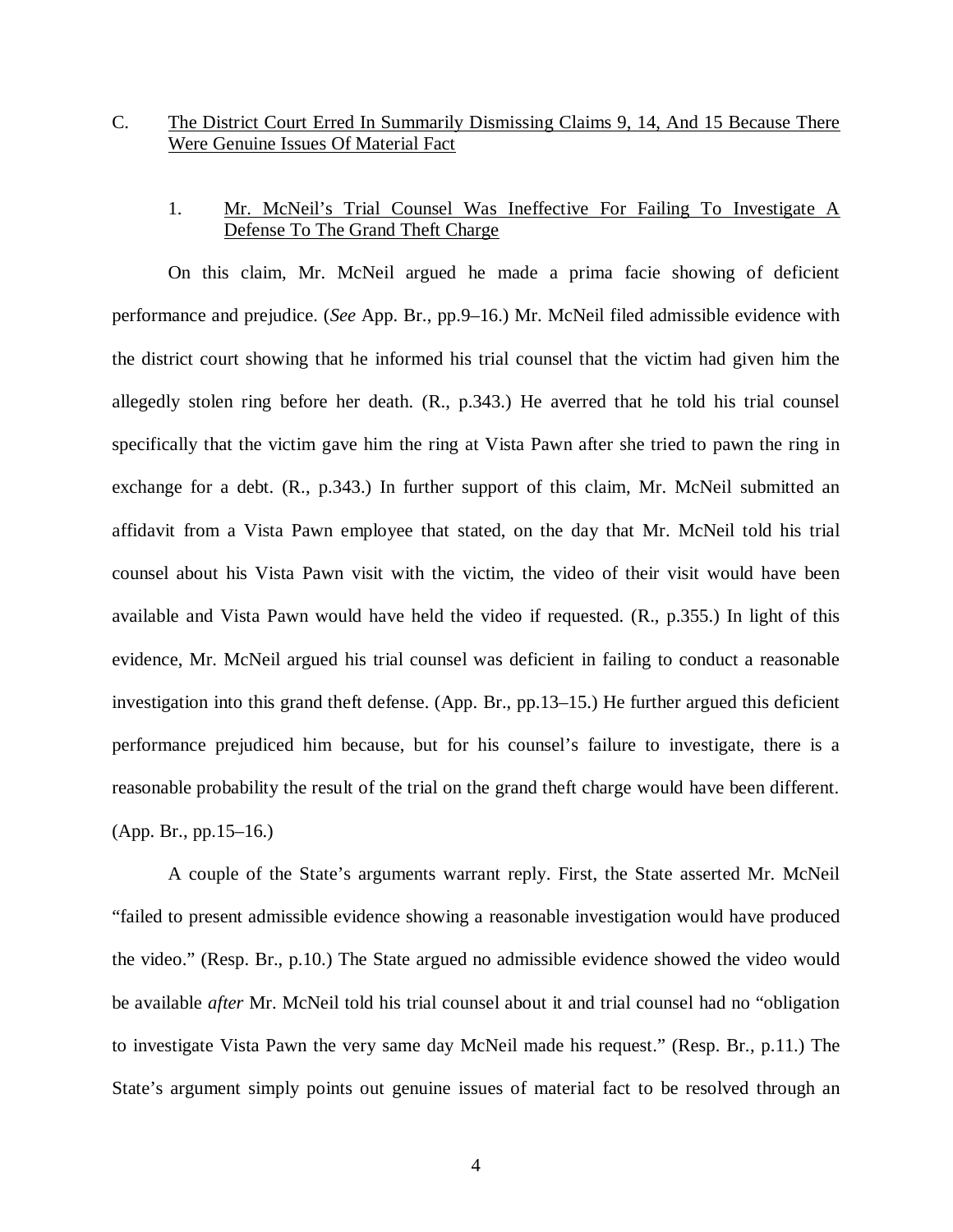C. The District Court Erred In Summarily Dismissing Claims 9, 14, And 15 Because There Were Genuine Issues Of Material Fact

1. Mr. McNeil's Trial Counsel Was Ineffective For Failing To Investigate A Defense To The Grand Theft Charge

On this claim, Mr. McNeil argued he made a prima facie showing of deficient performance and prejudice. (*See* App. Br., pp.9–16.) Mr. McNeil filed admissible evidence with the district court showing that he informed his trial counsel that the victim had given him the allegedly stolen ring before her death. (R., p.343.) He averred that he told his trial counsel specifically that the victim gave him the ring at Vista Pawn after she tried to pawn the ring in exchange for a debt. (R., p.343.) In further support of this claim, Mr. McNeil submitted an affidavit from a Vista Pawn employee that stated, on the day that Mr. McNeil told his trial counsel about his Vista Pawn visit with the victim, the video of their visit would have been available and Vista Pawn would have held the video if requested. (R., p.355.) In light of this evidence, Mr. McNeil argued his trial counsel was deficient in failing to conduct a reasonable investigation into this grand theft defense. (App. Br., pp.13–15.) He further argued this deficient performance prejudiced him because, but for his counsel's failure to investigate, there is a reasonable probability the result of the trial on the grand theft charge would have been different. (App. Br., pp.15–16.)

A couple of the State's arguments warrant reply. First, the State asserted Mr. McNeil "failed to present admissible evidence showing a reasonable investigation would have produced the video." (Resp. Br., p.10.) The State argued no admissible evidence showed the video would be available *after* Mr. McNeil told his trial counsel about it and trial counsel had no "obligation to investigate Vista Pawn the very same day McNeil made his request." (Resp. Br., p.11.) The State's argument simply points out genuine issues of material fact to be resolved through an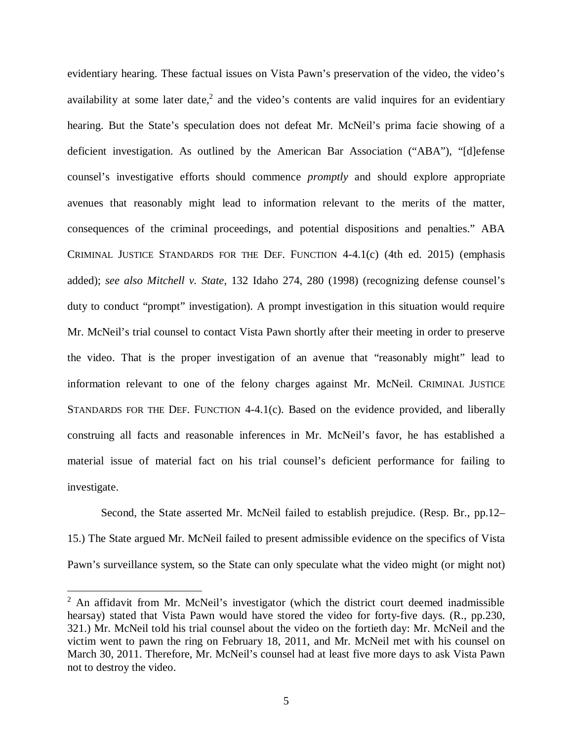evidentiary hearing. These factual issues on Vista Pawn's preservation of the video, the video's availability at some later date,[2] and the video's contents are valid inquires for an evidentiary hearing. But the State's speculation does not defeat Mr. McNeil's prima facie showing of a deficient investigation. As outlined by the American Bar Association ("ABA"), "[d]efense counsel's investigative efforts should commence *promptly* and should explore appropriate avenues that reasonably might lead to information relevant to the merits of the matter, consequences of the criminal proceedings, and potential dispositions and penalties." ABA CRIMINAL JUSTICE STANDARDS FOR THE DEF. FUNCTION 4-4.1(c) (4th ed. 2015) (emphasis added); *see also Mitchell v. State*, 132 Idaho 274, 280 (1998) (recognizing defense counsel's duty to conduct "prompt" investigation). A prompt investigation in this situation would require Mr. McNeil's trial counsel to contact Vista Pawn shortly after their meeting in order to preserve the video. That is the proper investigation of an avenue that "reasonably might" lead to information relevant to one of the felony charges against Mr. McNeil. CRIMINAL JUSTICE STANDARDS FOR THE DEF. FUNCTION 4-4.1(c). Based on the evidence provided, and liberally construing all facts and reasonable inferences in Mr. McNeil's favor, he has established a material issue of material fact on his trial counsel's deficient performance for failing to investigate.

Second, the State asserted Mr. McNeil failed to establish prejudice. (Resp. Br., pp.12–15.) The State argued Mr. McNeil failed to present admissible evidence on the specifics of Vista Pawn's surveillance system, so the State can only speculate what the video might (or might not)

---

[2] An affidavit from Mr. McNeil's investigator (which the district court deemed inadmissible hearsay) stated that Vista Pawn would have stored the video for forty-five days. (R., pp.230, 321.) Mr. McNeil told his trial counsel about the video on the fortieth day: Mr. McNeil and the victim went to pawn the ring on February 18, 2011, and Mr. McNeil met with his counsel on March 30, 2011. Therefore, Mr. McNeil's counsel had at least five more days to ask Vista Pawn not to destroy the video.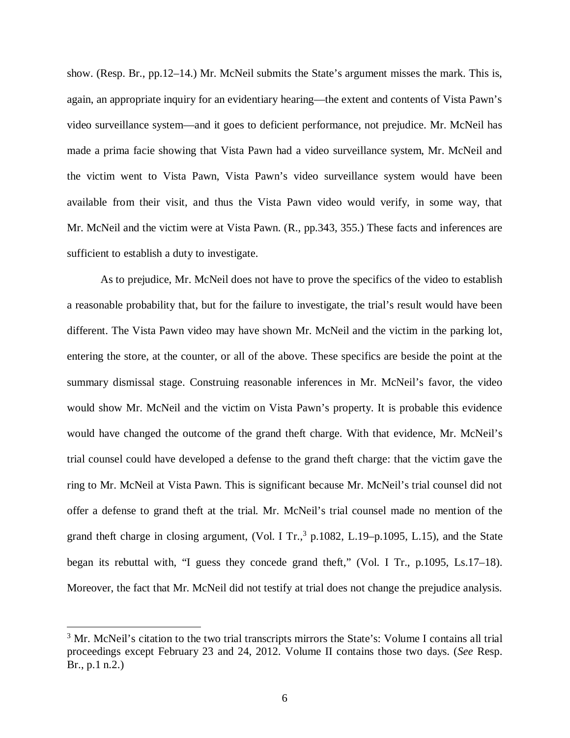show. (Resp. Br., pp.12–14.) Mr. McNeil submits the State's argument misses the mark. This is, again, an appropriate inquiry for an evidentiary hearing—the extent and contents of Vista Pawn's video surveillance system—and it goes to deficient performance, not prejudice. Mr. McNeil has made a prima facie showing that Vista Pawn had a video surveillance system, Mr. McNeil and the victim went to Vista Pawn, Vista Pawn's video surveillance system would have been available from their visit, and thus the Vista Pawn video would verify, in some way, that Mr. McNeil and the victim were at Vista Pawn. (R., pp.343, 355.) These facts and inferences are sufficient to establish a duty to investigate.

As to prejudice, Mr. McNeil does not have to prove the specifics of the video to establish a reasonable probability that, but for the failure to investigate, the trial's result would have been different. The Vista Pawn video may have shown Mr. McNeil and the victim in the parking lot, entering the store, at the counter, or all of the above. These specifics are beside the point at the summary dismissal stage. Construing reasonable inferences in Mr. McNeil's favor, the video would show Mr. McNeil and the victim on Vista Pawn's property. It is probable this evidence would have changed the outcome of the grand theft charge. With that evidence, Mr. McNeil's trial counsel could have developed a defense to the grand theft charge: that the victim gave the ring to Mr. McNeil at Vista Pawn. This is significant because Mr. McNeil's trial counsel did not offer a defense to grand theft at the trial. Mr. McNeil's trial counsel made no mention of the grand theft charge in closing argument, (Vol. I Tr.,[3] p.1082, L.19–p.1095, L.15), and the State began its rebuttal with, "I guess they concede grand theft," (Vol. I Tr., p.1095, Ls.17–18). Moreover, the fact that Mr. McNeil did not testify at trial does not change the prejudice analysis.

[3] Mr. McNeil's citation to the two trial transcripts mirrors the State's: Volume I contains all trial proceedings except February 23 and 24, 2012. Volume II contains those two days. (*See* Resp. Br., p.1 n.2.)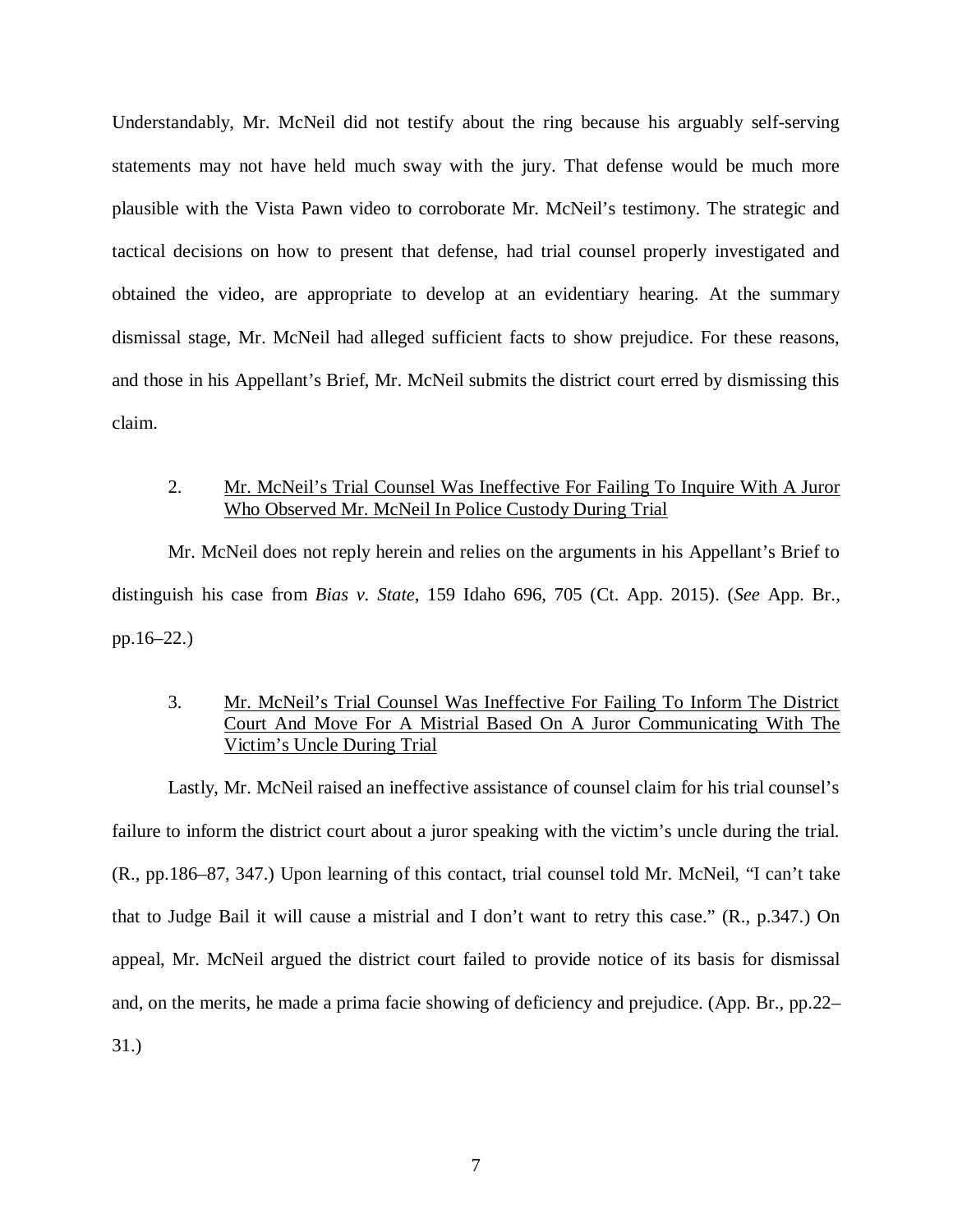Understandably, Mr. McNeil did not testify about the ring because his arguably self-serving statements may not have held much sway with the jury. That defense would be much more plausible with the Vista Pawn video to corroborate Mr. McNeil's testimony. The strategic and tactical decisions on how to present that defense, had trial counsel properly investigated and obtained the video, are appropriate to develop at an evidentiary hearing. At the summary dismissal stage, Mr. McNeil had alleged sufficient facts to show prejudice. For these reasons, and those in his Appellant's Brief, Mr. McNeil submits the district court erred by dismissing this claim.

2. Mr. McNeil's Trial Counsel Was Ineffective For Failing To Inquire With A Juror Who Observed Mr. McNeil In Police Custody During Trial

Mr. McNeil does not reply herein and relies on the arguments in his Appellant's Brief to distinguish his case from *Bias v. State*, 159 Idaho 696, 705 (Ct. App. 2015). (*See* App. Br., pp.16–22.)

3. Mr. McNeil's Trial Counsel Was Ineffective For Failing To Inform The District Court And Move For A Mistrial Based On A Juror Communicating With The Victim's Uncle During Trial

Lastly, Mr. McNeil raised an ineffective assistance of counsel claim for his trial counsel's failure to inform the district court about a juror speaking with the victim's uncle during the trial. (R., pp.186–87, 347.) Upon learning of this contact, trial counsel told Mr. McNeil, "I can't take that to Judge Bail it will cause a mistrial and I don't want to retry this case." (R., p.347.) On appeal, Mr. McNeil argued the district court failed to provide notice of its basis for dismissal and, on the merits, he made a prima facie showing of deficiency and prejudice. (App. Br., pp.22–31.)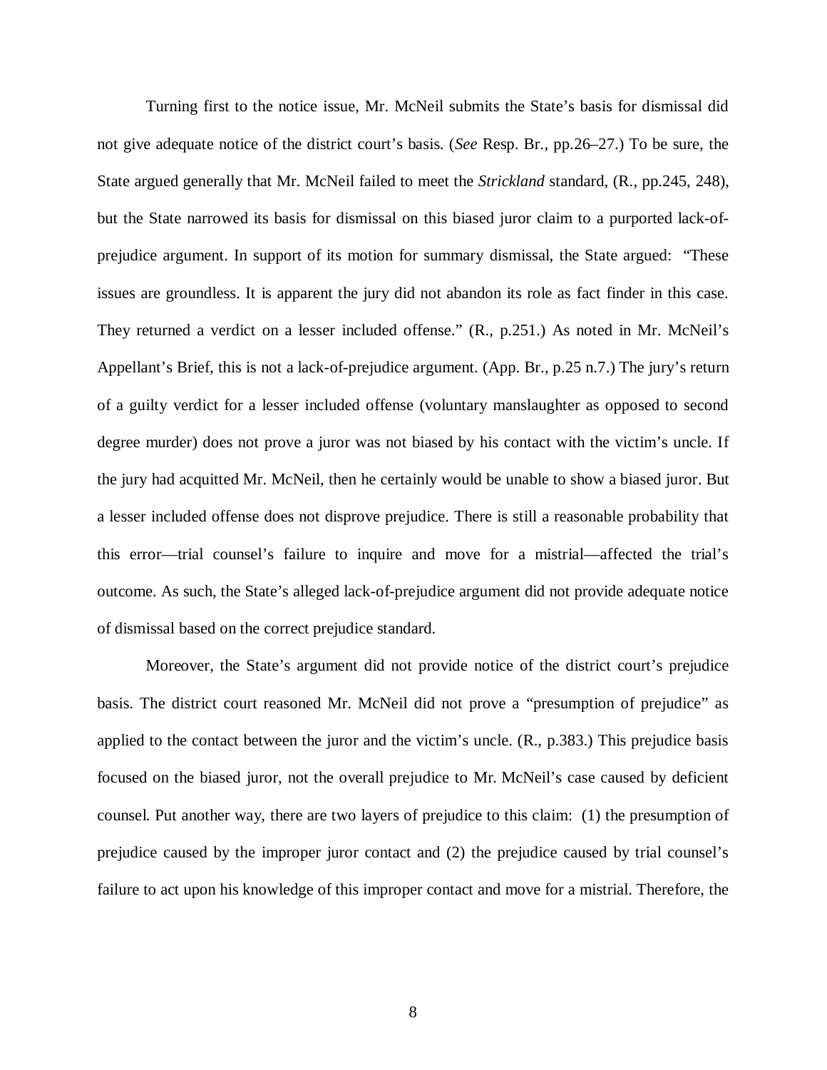Turning first to the notice issue, Mr. McNeil submits the State's basis for dismissal did not give adequate notice of the district court's basis. (*See* Resp. Br., pp.26–27.) To be sure, the State argued generally that Mr. McNeil failed to meet the *Strickland* standard, (R., pp.245, 248), but the State narrowed its basis for dismissal on this biased juror claim to a purported lack-of-prejudice argument. In support of its motion for summary dismissal, the State argued: "These issues are groundless. It is apparent the jury did not abandon its role as fact finder in this case. They returned a verdict on a lesser included offense." (R., p.251.) As noted in Mr. McNeil's Appellant's Brief, this is not a lack-of-prejudice argument. (App. Br., p.25 n.7.) The jury's return of a guilty verdict for a lesser included offense (voluntary manslaughter as opposed to second degree murder) does not prove a juror was not biased by his contact with the victim's uncle. If the jury had acquitted Mr. McNeil, then he certainly would be unable to show a biased juror. But a lesser included offense does not disprove prejudice. There is still a reasonable probability that this error—trial counsel's failure to inquire and move for a mistrial—affected the trial's outcome. As such, the State's alleged lack-of-prejudice argument did not provide adequate notice of dismissal based on the correct prejudice standard.

Moreover, the State's argument did not provide notice of the district court's prejudice basis. The district court reasoned Mr. McNeil did not prove a "presumption of prejudice" as applied to the contact between the juror and the victim's uncle. (R., p.383.) This prejudice basis focused on the biased juror, not the overall prejudice to Mr. McNeil's case caused by deficient counsel. Put another way, there are two layers of prejudice to this claim: (1) the presumption of prejudice caused by the improper juror contact and (2) the prejudice caused by trial counsel's failure to act upon his knowledge of this improper contact and move for a mistrial. Therefore, the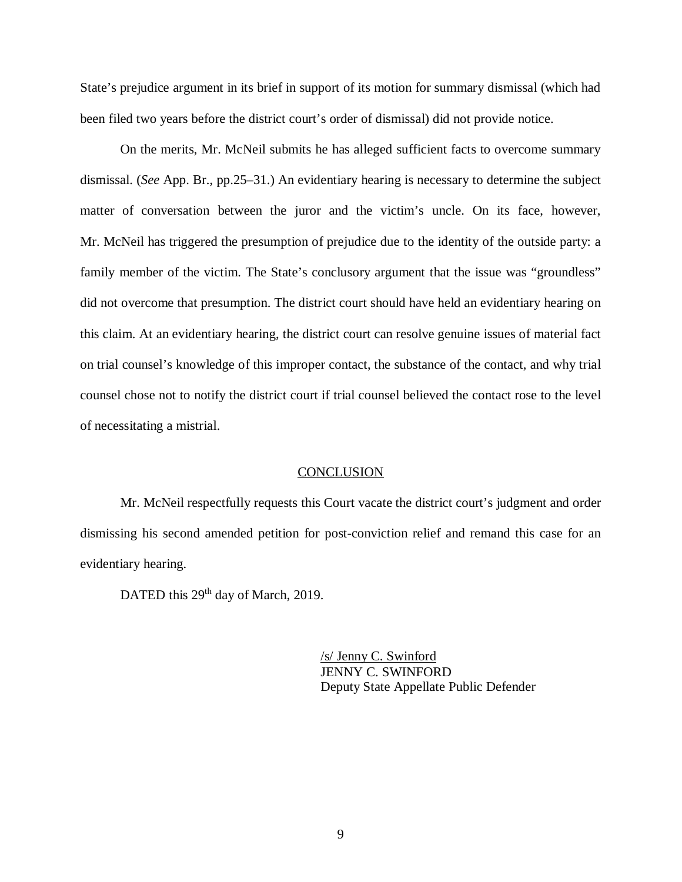State's prejudice argument in its brief in support of its motion for summary dismissal (which had been filed two years before the district court's order of dismissal) did not provide notice.

On the merits, Mr. McNeil submits he has alleged sufficient facts to overcome summary dismissal. (*See* App. Br., pp.25–31.) An evidentiary hearing is necessary to determine the subject matter of conversation between the juror and the victim's uncle. On its face, however, Mr. McNeil has triggered the presumption of prejudice due to the identity of the outside party: a family member of the victim. The State's conclusory argument that the issue was "groundless" did not overcome that presumption. The district court should have held an evidentiary hearing on this claim. At an evidentiary hearing, the district court can resolve genuine issues of material fact on trial counsel's knowledge of this improper contact, the substance of the contact, and why trial counsel chose not to notify the district court if trial counsel believed the contact rose to the level of necessitating a mistrial.

## CONCLUSION

Mr. McNeil respectfully requests this Court vacate the district court's judgment and order dismissing his second amended petition for post-conviction relief and remand this case for an evidentiary hearing.

DATED this 29th day of March, 2019.

/s/ Jenny C. Swinford
JENNY C. SWINFORD
Deputy State Appellate Public Defender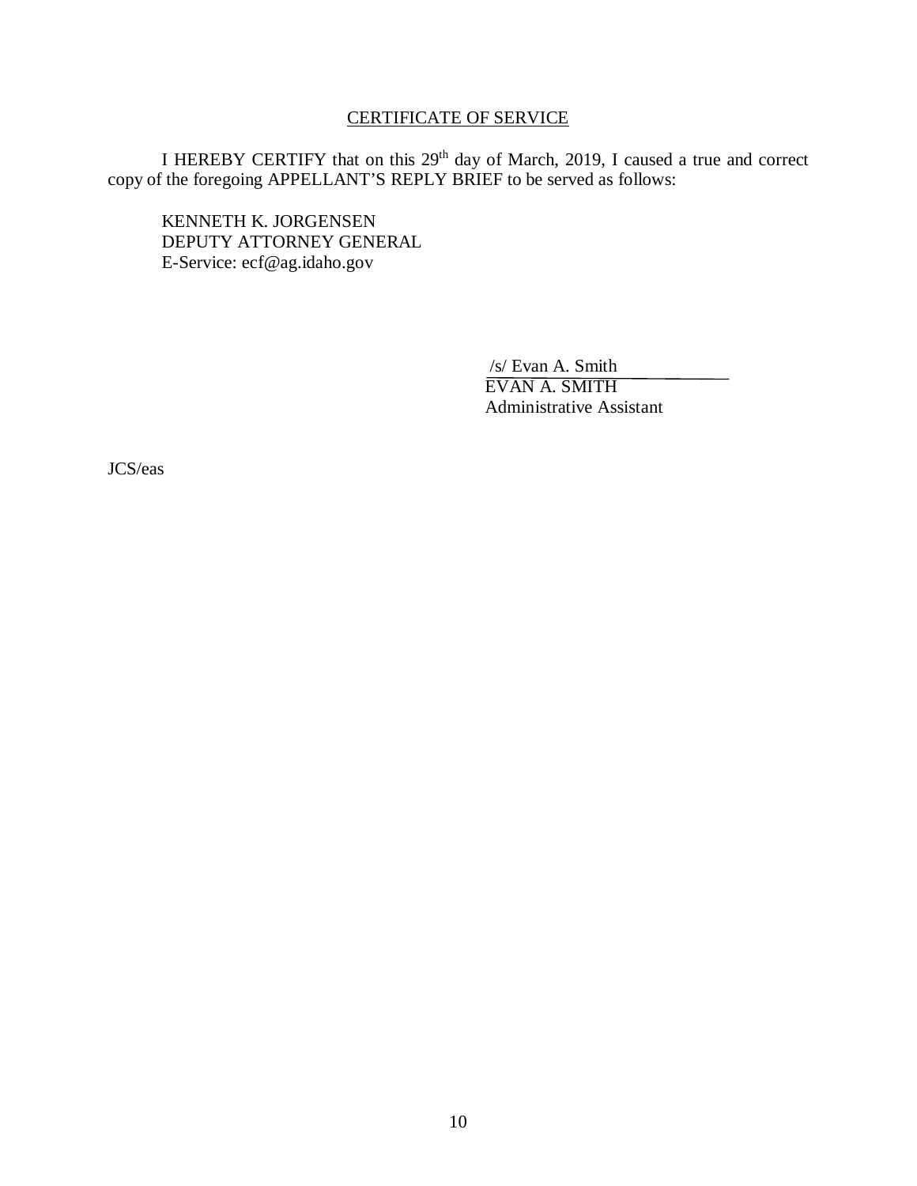## CERTIFICATE OF SERVICE

I HEREBY CERTIFY that on this 29th day of March, 2019, I caused a true and correct copy of the foregoing APPELLANT'S REPLY BRIEF to be served as follows:

KENNETH K. JORGENSEN
DEPUTY ATTORNEY GENERAL
E-Service: ecf@ag.idaho.gov

/s/ Evan A. Smith
EVAN A. SMITH
Administrative Assistant

JCS/eas